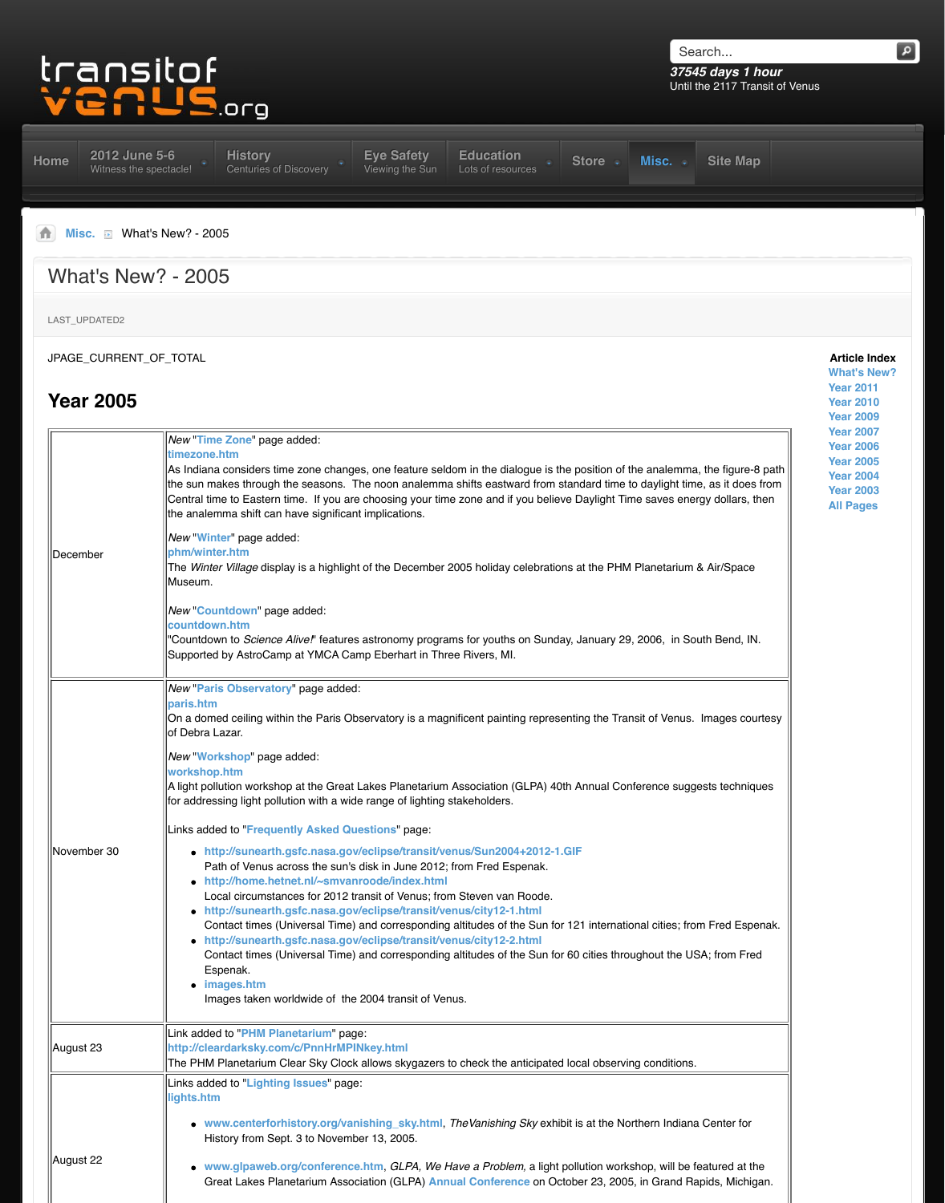# What's New? - 2005

LAST_UPDATED2

JPAGE_CURRENT_OF_TOTAL

**Article Index**
What's New?
Year 2011
Year 2010
Year 2009
Year 2007
Year 2006
Year 2005
Year 2004
Year 2003
All Pages

## Year 2005

| | |
|---|---|
| December | *New* "Time Zone" page added: **timezone.htm** As Indiana considers time zone changes, one feature seldom in the dialogue is the position of the analemma, the figure-8 path the sun makes through the seasons. The noon analemma shifts eastward from standard time to daylight time, as it does from Central time to Eastern time. If you are choosing your time zone and if you believe Daylight Time saves energy dollars, then the analemma shift can have significant implications.<br><br>*New* "Winter" page added: **phm/winter.htm** The *Winter Village* display is a highlight of the December 2005 holiday celebrations at the PHM Planetarium & Air/Space Museum.<br><br>*New* "Countdown" page added: **countdown.htm** "Countdown to *Science Alive!*" features astronomy programs for youths on Sunday, January 29, 2006, in South Bend, IN. Supported by AstroCamp at YMCA Camp Eberhart in Three Rivers, MI. |
| November 30 | *New* "Paris Observatory" page added: **paris.htm** On a domed ceiling within the Paris Observatory is a magnificent painting representing the Transit of Venus. Images courtesy of Debra Lazar.<br><br>*New* "Workshop" page added: **workshop.htm** A light pollution workshop at the Great Lakes Planetarium Association (GLPA) 40th Annual Conference suggests techniques for addressing light pollution with a wide range of lighting stakeholders.<br><br>Links added to "Frequently Asked Questions" page:<br>• **http://sunearth.gsfc.nasa.gov/eclipse/transit/venus/Sun2004+2012-1.GIF** Path of Venus across the sun's disk in June 2012; from Fred Espenak.<br>• **http://home.hetnet.nl/~smvanroode/index.html** Local circumstances for 2012 transit of Venus; from Steven van Roode.<br>• **http://sunearth.gsfc.nasa.gov/eclipse/transit/venus/city12-1.html** Contact times (Universal Time) and corresponding altitudes of the Sun for 121 international cities; from Fred Espenak.<br>• **http://sunearth.gsfc.nasa.gov/eclipse/transit/venus/city12-2.html** Contact times (Universal Time) and corresponding altitudes of the Sun for 60 cities throughout the USA; from Fred Espenak.<br>• **images.htm** Images taken worldwide of the 2004 transit of Venus. |
| August 23 | Link added to "PHM Planetarium" page: **http://cleardarksky.com/c/PnnHrMPINkey.html** The PHM Planetarium Clear Sky Clock allows skygazers to check the anticipated local observing conditions. |
| August 22 | Links added to "Lighting Issues" page: **lights.htm**<br>• **www.centerforhistory.org/vanishing_sky.html**, *The Vanishing Sky* exhibit is at the Northern Indiana Center for History from Sept. 3 to November 13, 2005.<br>• **www.glpaweb.org/conference.htm**, *GLPA, We Have a Problem,* a light pollution workshop, will be featured at the Great Lakes Planetarium Association (GLPA) Annual Conference on October 23, 2005, in Grand Rapids, Michigan. |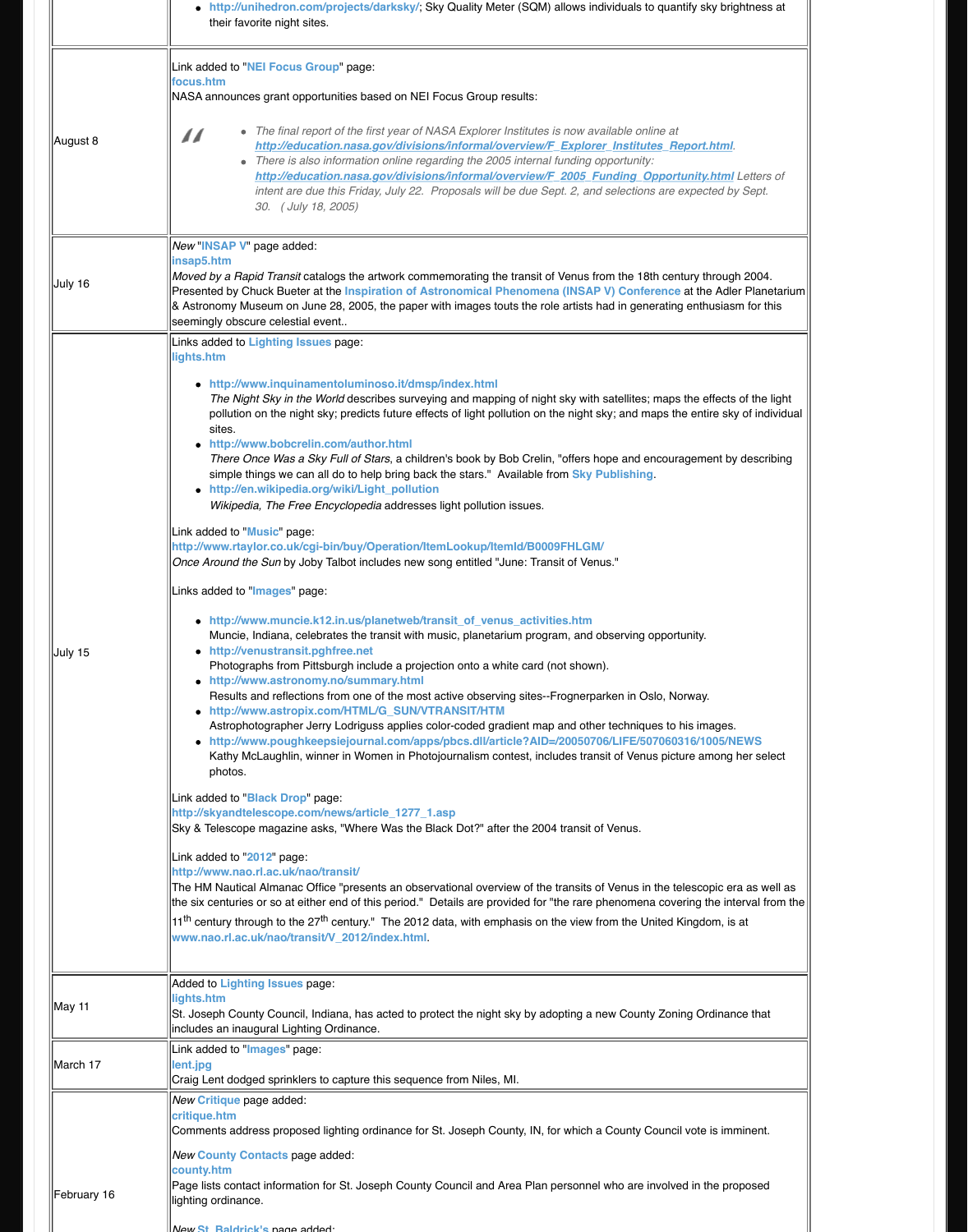| | |
|---|---|
| | • http://unihedron.com/projects/darksky/; Sky Quality Meter (SQM) allows individuals to quantify sky brightness at their favorite night sites. |
| August 8 | Link added to "NEI Focus Group" page:<br>**focus.htm**<br>NASA announces grant opportunities based on NEI Focus Group results:<br><br>• *The final report of the first year of NASA Explorer Institutes is now available online at* ***http://education.nasa.gov/divisions/informal/overview/F_Explorer_Institutes_Report.html****.*<br>• *There is also information online regarding the 2005 internal funding opportunity:* ***http://education.nasa.gov/divisions/informal/overview/F_2005_Funding_Opportunity.html*** *Letters of intent are due this Friday, July 22. Proposals will be due Sept. 2, and selections are expected by Sept. 30. (July 18, 2005)* |
| July 16 | *New* "INSAP V" page added:<br>**insap5.htm**<br>*Moved by a Rapid Transit* catalogs the artwork commemorating the transit of Venus from the 18th century through 2004. Presented by Chuck Bueter at the Inspiration of Astronomical Phenomena (INSAP V) Conference at the Adler Planetarium & Astronomy Museum on June 28, 2005, the paper with images touts the role artists had in generating enthusiasm for this seemingly obscure celestial event.. |
| July 15 | Links added to Lighting Issues page:<br>**lights.htm**<br><br>• **http://www.inquinamentoluminoso.it/dmsp/index.html**<br>*The Night Sky in the World* describes surveying and mapping of night sky with satellites; maps the effects of the light pollution on the night sky; predicts future effects of light pollution on the night sky; and maps the entire sky of individual sites.<br>• **http://www.bobcrelin.com/author.html**<br>*There Once Was a Sky Full of Stars*, a children's book by Bob Crelin, "offers hope and encouragement by describing simple things we can all do to help bring back the stars." Available from Sky Publishing.<br>• **http://en.wikipedia.org/wiki/Light_pollution**<br>*Wikipedia, The Free Encyclopedia* addresses light pollution issues.<br><br>Link added to "Music" page:<br>**http://www.rtaylor.co.uk/cgi-bin/buy/Operation/ItemLookup/ItemId/B0009FHLGM/**<br>*Once Around the Sun* by Joby Talbot includes new song entitled "June: Transit of Venus."<br><br>Links added to "Images" page:<br><br>• **http://www.muncie.k12.in.us/planetweb/transit_of_venus_activities.htm**<br>Muncie, Indiana, celebrates the transit with music, planetarium program, and observing opportunity.<br>• **http://venustransit.pghfree.net**<br>Photographs from Pittsburgh include a projection onto a white card (not shown).<br>• **http://www.astronomy.no/summary.html**<br>Results and reflections from one of the most active observing sites--Frognerparken in Oslo, Norway.<br>• **http://www.astropix.com/HTML/G_SUN/VTRANSIT/HTM**<br>Astrophotographer Jerry Lodriguss applies color-coded gradient map and other techniques to his images.<br>• **http://www.poughkeepsiejournal.com/apps/pbcs.dll/article?AID=/20050706/LIFE/507060316/1005/NEWS**<br>Kathy McLaughlin, winner in Women in Photojournalism contest, includes transit of Venus picture among her select photos.<br><br>Link added to "Black Drop" page:<br>**http://skyandtelescope.com/news/article_1277_1.asp**<br>Sky & Telescope magazine asks, "Where Was the Black Dot?" after the 2004 transit of Venus.<br><br>Link added to "2012" page:<br>**http://www.nao.rl.ac.uk/nao/transit/**<br>The HM Nautical Almanac Office "presents an observational overview of the transits of Venus in the telescopic era as well as the six centuries or so at either end of this period." Details are provided for "the rare phenomena covering the interval from the 11th century through to the 27th century." The 2012 data, with emphasis on the view from the United Kingdom, is at **www.nao.rl.ac.uk/nao/transit/V_2012/index.html**. |
| May 11 | Added to Lighting Issues page:<br>**lights.htm**<br>St. Joseph County Council, Indiana, has acted to protect the night sky by adopting a new County Zoning Ordinance that includes an inaugural Lighting Ordinance. |
| March 17 | Link added to "Images" page:<br>**lent.jpg**<br>Craig Lent dodged sprinklers to capture this sequence from Niles, MI. |
| February 16 | *New* Critique page added:<br>**critique.htm**<br>Comments address proposed lighting ordinance for St. Joseph County, IN, for which a County Council vote is imminent.<br><br>*New* County Contacts page added:<br>**county.htm**<br>Page lists contact information for St. Joseph County Council and Area Plan personnel who are involved in the proposed lighting ordinance.<br><br>*New* St. Baldrick's page added: |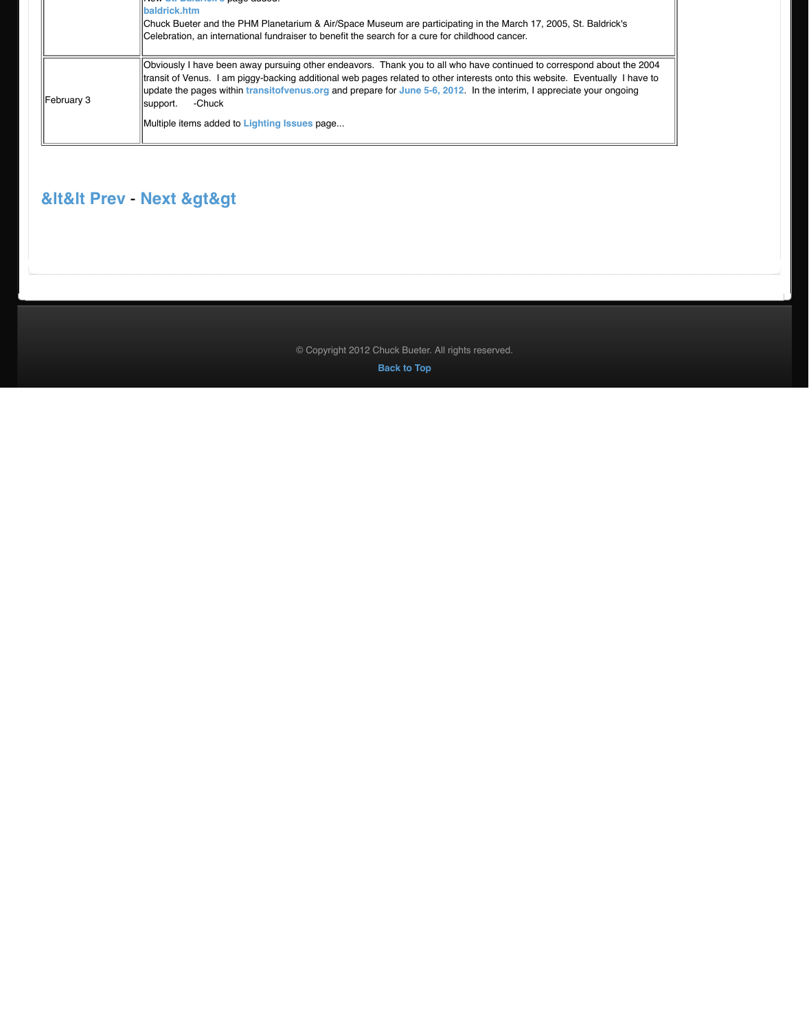| | |
|---|---|
| | New **St. Baldrick's** page added.<br>**baldrick.htm**<br>Chuck Bueter and the PHM Planetarium & Air/Space Museum are participating in the March 17, 2005, St. Baldrick's Celebration, an international fundraiser to benefit the search for a cure for childhood cancer. |
| February 3 | Obviously I have been away pursuing other endeavors. Thank you to all who have continued to correspond about the 2004 transit of Venus. I am piggy-backing additional web pages related to other interests onto this website. Eventually I have to update the pages within **transitofvenus.org** and prepare for **June 5-6, 2012**. In the interim, I appreciate your ongoing support. -Chuck<br><br>Multiple items added to **Lighting Issues** page... |

## &lt&lt Prev - Next &gt&gt

© Copyright 2012 Chuck Bueter. All rights reserved.

**Back to Top**